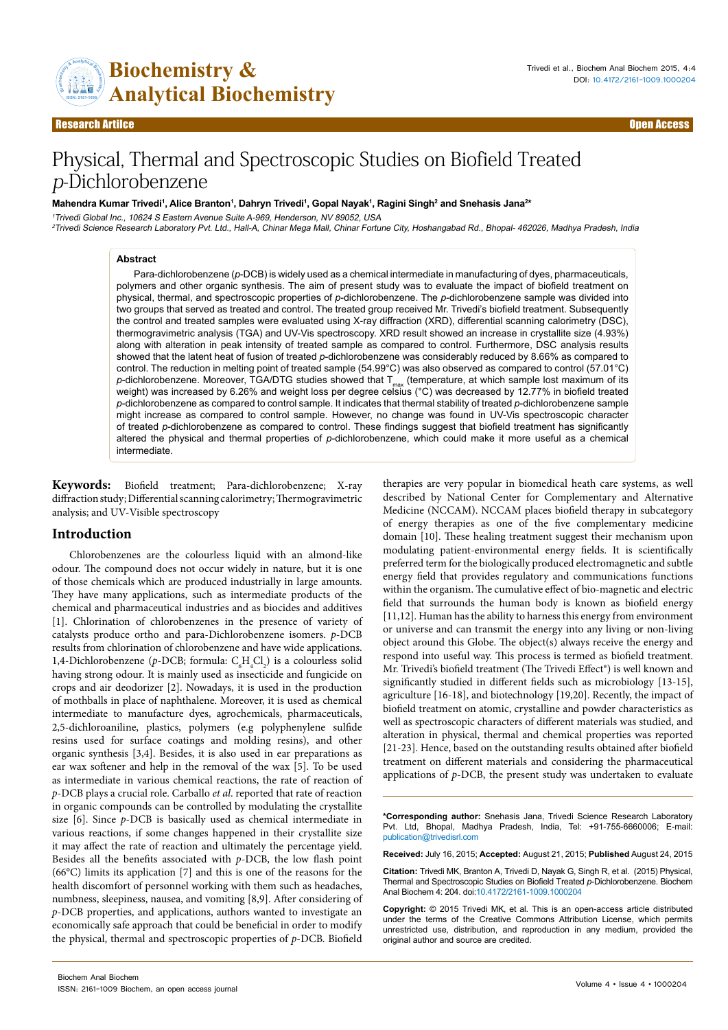Research Article — Open Access

# Physical, Thermal and Spectroscopic Studies on Biofield Treated *p*-Dichlorobenzene

**Mahendra Kumar Trivedi[1], Alice Branton[1], Dahryn Trivedi[1], Gopal Nayak[1], Ragini Singh[2] and Snehasis Jana[2]***

[1]Trivedi Global Inc., 10624 S Eastern Avenue Suite A-969, Henderson, NV 89052, USA

[2]Trivedi Science Research Laboratory Pvt. Ltd., Hall-A, Chinar Mega Mall, Chinar Fortune City, Hoshangabad Rd., Bhopal- 462026, Madhya Pradesh, India

## Abstract

Para-dichlorobenzene (*p*-DCB) is widely used as a chemical intermediate in manufacturing of dyes, pharmaceuticals, polymers and other organic synthesis. The aim of present study was to evaluate the impact of biofield treatment on physical, thermal, and spectroscopic properties of *p*-dichlorobenzene. The *p*-dichlorobenzene sample was divided into two groups that served as treated and control. The treated group received Mr. Trivedi's biofield treatment. Subsequently the control and treated samples were evaluated using X-ray diffraction (XRD), differential scanning calorimetry (DSC), thermogravimetric analysis (TGA) and UV-Vis spectroscopy. XRD result showed an increase in crystallite size (4.93%) along with alteration in peak intensity of treated sample as compared to control. Furthermore, DSC analysis results showed that the latent heat of fusion of treated *p*-dichlorobenzene was considerably reduced by 8.66% as compared to control. The reduction in melting point of treated sample (54.99°C) was also observed as compared to control (57.01°C) *p*-dichlorobenzene. Moreover, TGA/DTG studies showed that $T_{max}$ (temperature, at which sample lost maximum of its weight) was increased by 6.26% and weight loss per degree celsius (°C) was decreased by 12.77% in biofield treated *p*-dichlorobenzene as compared to control sample. It indicates that thermal stability of treated *p*-dichlorobenzene sample might increase as compared to control sample. However, no change was found in UV-Vis spectroscopic character of treated *p*-dichlorobenzene as compared to control. These findings suggest that biofield treatment has significantly altered the physical and thermal properties of *p*-dichlorobenzene, which could make it more useful as a chemical intermediate.

**Keywords:** Biofield treatment; Para-dichlorobenzene; X-ray diffraction study; Differential scanning calorimetry; Thermogravimetric analysis; and UV-Visible spectroscopy

## Introduction

Chlorobenzenes are the colourless liquid with an almond-like odour. The compound does not occur widely in nature, but it is one of those chemicals which are produced industrially in large amounts. They have many applications, such as intermediate products of the chemical and pharmaceutical industries and as biocides and additives [1]. Chlorination of chlorobenzenes in the presence of variety of catalysts produce ortho and para-Dichlorobenzene isomers. *p*-DCB results from chlorination of chlorobenzene and have wide applications. 1,4-Dichlorobenzene (*p*-DCB; formula: $C_6H_4Cl_2$) is a colourless solid having strong odour. It is mainly used as insecticide and fungicide on crops and air deodorizer [2]. Nowadays, it is used in the production of mothballs in place of naphthalene. Moreover, it is used as chemical intermediate to manufacture dyes, agrochemicals, pharmaceuticals, 2,5-dichloroaniline, plastics, polymers (e.g polyphenylene sulfide resins used for surface coatings and molding resins), and other organic synthesis [3,4]. Besides, it is also used in ear preparations as ear wax softener and help in the removal of the wax [5]. To be used as intermediate in various chemical reactions, the rate of reaction of *p*-DCB plays a crucial role. Carballo *et al*. reported that rate of reaction in organic compounds can be controlled by modulating the crystallite size [6]. Since *p*-DCB is basically used as chemical intermediate in various reactions, if some changes happened in their crystallite size it may affect the rate of reaction and ultimately the percentage yield. Besides all the benefits associated with *p*-DCB, the low flash point (66°C) limits its application [7] and this is one of the reasons for the health discomfort of personnel working with them such as headaches, numbness, sleepiness, nausea, and vomiting [8,9]. After considering of *p*-DCB properties, and applications, authors wanted to investigate an economically safe approach that could be beneficial in order to modify the physical, thermal and spectroscopic properties of *p*-DCB. Biofield therapies are very popular in biomedical heath care systems, as well described by National Center for Complementary and Alternative Medicine (NCCAM). NCCAM places biofield therapy in subcategory of energy therapies as one of the five complementary medicine domain [10]. These healing treatment suggest their mechanism upon modulating patient-environmental energy fields. It is scientifically preferred term for the biologically produced electromagnetic and subtle energy field that provides regulatory and communications functions within the organism. The cumulative effect of bio-magnetic and electric field that surrounds the human body is known as biofield energy [11,12]. Human has the ability to harness this energy from environment or universe and can transmit the energy into any living or non-living object around this Globe. The object(s) always receive the energy and respond into useful way. This process is termed as biofield treatment. Mr. Trivedi's biofield treatment (The Trivedi Effect®) is well known and significantly studied in different fields such as microbiology [13-15], agriculture [16-18], and biotechnology [19,20]. Recently, the impact of biofield treatment on atomic, crystalline and powder characteristics as well as spectroscopic characters of different materials was studied, and alteration in physical, thermal and chemical properties was reported [21-23]. Hence, based on the outstanding results obtained after biofield treatment on different materials and considering the pharmaceutical applications of *p*-DCB, the present study was undertaken to evaluate

***Corresponding author:** Snehasis Jana, Trivedi Science Research Laboratory Pvt. Ltd, Bhopal, Madhya Pradesh, India, Tel: +91-755-6660006; E-mail: publication@trivedisrl.com

**Received:** July 16, 2015; **Accepted:** August 21, 2015; **Published** August 24, 2015

**Citation:** Trivedi MK, Branton A, Trivedi D, Nayak G, Singh R, et al. (2015) Physical, Thermal and Spectroscopic Studies on Biofield Treated *p*-Dichlorobenzene. Biochem Anal Biochem 4: 204. doi:10.4172/2161-1009.1000204

**Copyright:** © 2015 Trivedi MK, et al. This is an open-access article distributed under the terms of the Creative Commons Attribution License, which permits unrestricted use, distribution, and reproduction in any medium, provided the original author and source are credited.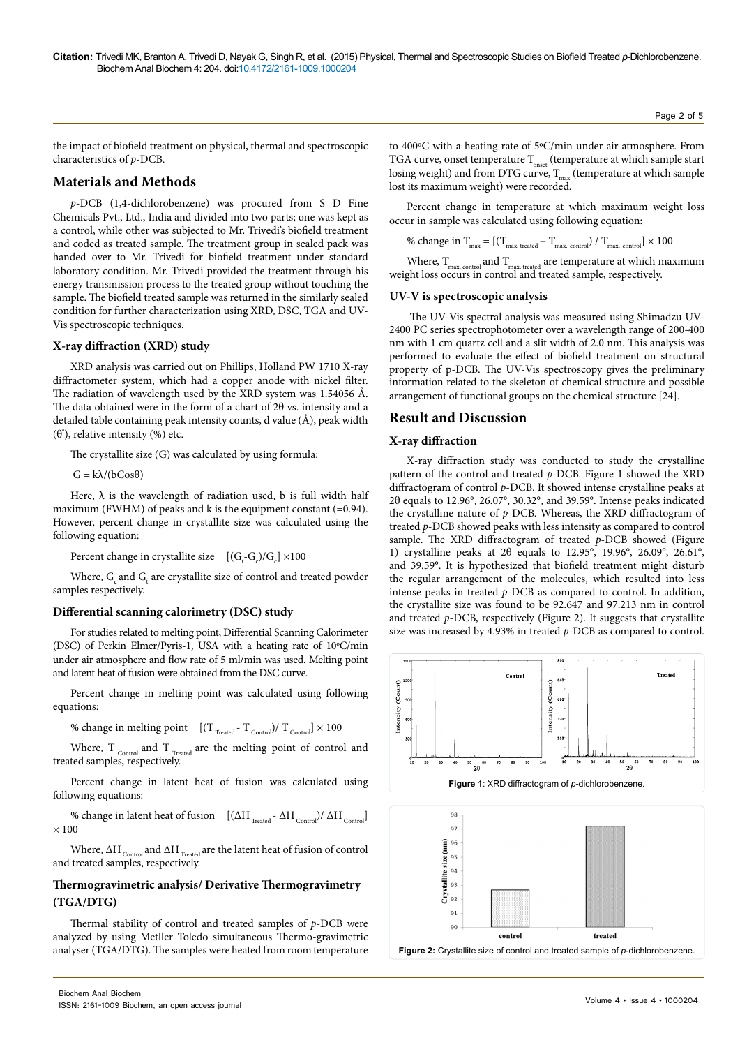the impact of biofield treatment on physical, thermal and spectroscopic characteristics of *p*-DCB.

## Materials and Methods

*p*-DCB (1,4-dichlorobenzene) was procured from S D Fine Chemicals Pvt., Ltd., India and divided into two parts; one was kept as a control, while other was subjected to Mr. Trivedi's biofield treatment and coded as treated sample. The treatment group in sealed pack was handed over to Mr. Trivedi for biofield treatment under standard laboratory condition. Mr. Trivedi provided the treatment through his energy transmission process to the treated group without touching the sample. The biofield treated sample was returned in the similarly sealed condition for further characterization using XRD, DSC, TGA and UV-Vis spectroscopic techniques.

### X-ray diffraction (XRD) study

XRD analysis was carried out on Phillips, Holland PW 1710 X-ray diffractometer system, which had a copper anode with nickel filter. The radiation of wavelength used by the XRD system was 1.54056 Å. The data obtained were in the form of a chart of 2θ vs. intensity and a detailed table containing peak intensity counts, d value (Å), peak width (θ°), relative intensity (%) etc.

The crystallite size (G) was calculated by using formula:

$$G = k\lambda/(b\cos\theta)$$

Here, λ is the wavelength of radiation used, b is full width half maximum (FWHM) of peaks and k is the equipment constant (=0.94). However, percent change in crystallite size was calculated using the following equation:

$$\text{Percent change in crystallite size} = [(G_t - G_c)/G_c] \times 100$$

Where, $G_c$ and $G_t$ are crystallite size of control and treated powder samples respectively.

### Differential scanning calorimetry (DSC) study

For studies related to melting point, Differential Scanning Calorimeter (DSC) of Perkin Elmer/Pyris-1, USA with a heating rate of 10°C/min under air atmosphere and flow rate of 5 ml/min was used. Melting point and latent heat of fusion were obtained from the DSC curve.

Percent change in melting point was calculated using following equations:

$$\text{\% change in melting point} = [(T_{Treated} - T_{Control})/ T_{Control}] \times 100$$

Where, $T_{Control}$ and $T_{Treated}$ are the melting point of control and treated samples, respectively.

Percent change in latent heat of fusion was calculated using following equations:

$$\text{\% change in latent heat of fusion} = [(\Delta H_{Treated} - \Delta H_{Control})/ \Delta H_{Control}] \times 100$$

Where, $\Delta H_{Control}$ and $\Delta H_{Treated}$ are the latent heat of fusion of control and treated samples, respectively.

### Thermogravimetric analysis/ Derivative Thermogravimetry (TGA/DTG)

Thermal stability of control and treated samples of *p*-DCB were analyzed by using Mettler Toledo simultaneous Thermo-gravimetric analyser (TGA/DTG). The samples were heated from room temperature to 400°C with a heating rate of 5°C/min under air atmosphere. From TGA curve, onset temperature $T_{onset}$ (temperature at which sample start losing weight) and from DTG curve, $T_{max}$ (temperature at which sample lost its maximum weight) were recorded.

Percent change in temperature at which maximum weight loss occur in sample was calculated using following equation:

$$\text{\% change in } T_{max} = [(T_{max,\ treated} - T_{max,\ control}) / T_{max,\ control}] \times 100$$

Where, $T_{max,\ control}$ and $T_{max,\ treated}$ are temperature at which maximum weight loss occurs in control and treated sample, respectively.

### UV-V is spectroscopic analysis

The UV-Vis spectral analysis was measured using Shimadzu UV-2400 PC series spectrophotometer over a wavelength range of 200-400 nm with 1 cm quartz cell and a slit width of 2.0 nm. This analysis was performed to evaluate the effect of biofield treatment on structural property of p-DCB. The UV-Vis spectroscopy gives the preliminary information related to the skeleton of chemical structure and possible arrangement of functional groups on the chemical structure [24].

## Result and Discussion

### X-ray diffraction

X-ray diffraction study was conducted to study the crystalline pattern of the control and treated *p*-DCB. Figure 1 showed the XRD diffractogram of control *p*-DCB. It showed intense crystalline peaks at 2θ equals to 12.96°, 26.07°, 30.32°, and 39.59°. Intense peaks indicated the crystalline nature of *p*-DCB. Whereas, the XRD diffractogram of treated *p*-DCB showed peaks with less intensity as compared to control sample. The XRD diffractogram of treated *p*-DCB showed (Figure 1) crystalline peaks at 2θ equals to 12.95°, 19.96°, 26.09°, 26.61°, and 39.59°. It is hypothesized that biofield treatment might disturb the regular arrangement of the molecules, which resulted into less intense peaks in treated *p*-DCB as compared to control. In addition, the crystallite size was found to be 92.647 and 97.213 nm in control and treated *p*-DCB, respectively (Figure 2). It suggests that crystallite size was increased by 4.93% in treated *p*-DCB as compared to control.

**Figure 1**: XRD diffractogram of *p*-dichlorobenzene.

**Figure 2:** Crystallite size of control and treated sample of *p*-dichlorobenzene.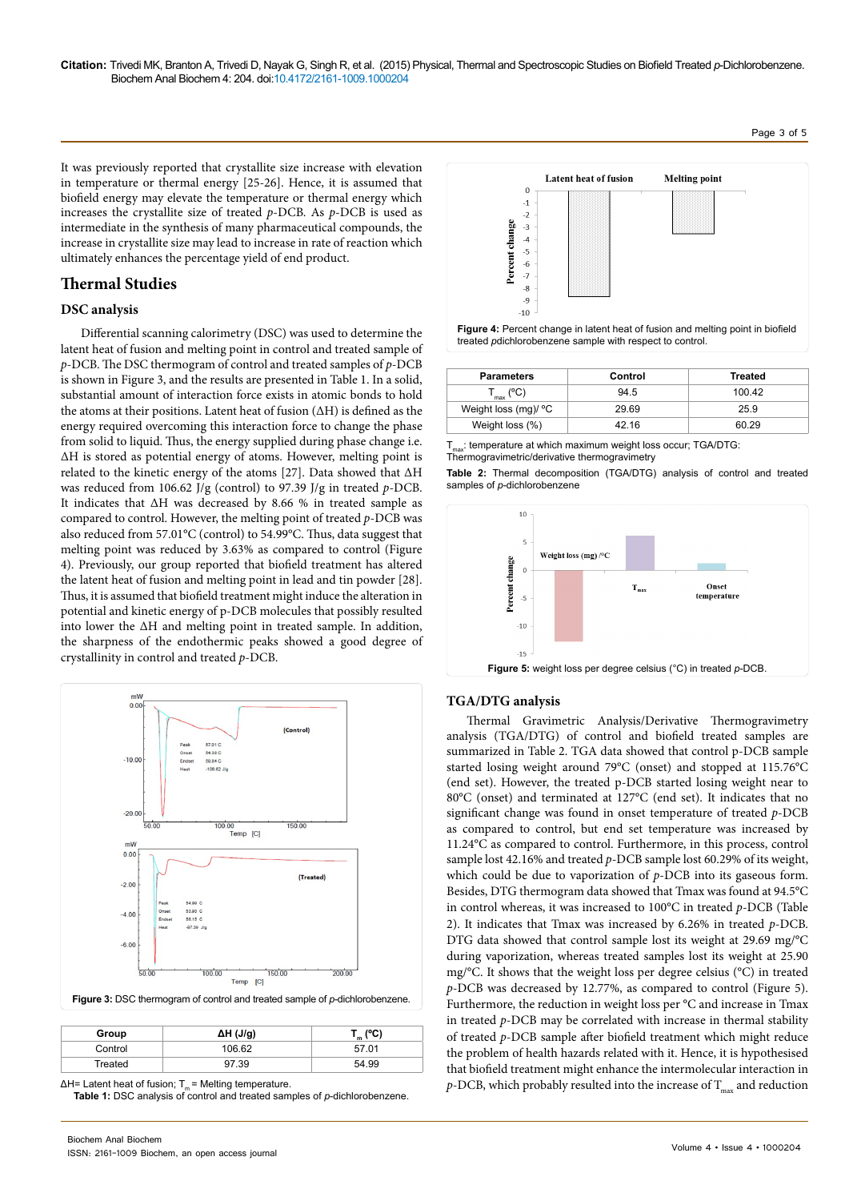It was previously reported that crystallite size increase with elevation in temperature or thermal energy [25-26]. Hence, it is assumed that biofield energy may elevate the temperature or thermal energy which increases the crystallite size of treated *p*-DCB. As *p*-DCB is used as intermediate in the synthesis of many pharmaceutical compounds, the increase in crystallite size may lead to increase in rate of reaction which ultimately enhances the percentage yield of end product.

## Thermal Studies

### DSC analysis

Differential scanning calorimetry (DSC) was used to determine the latent heat of fusion and melting point in control and treated sample of *p*-DCB. The DSC thermogram of control and treated samples of *p*-DCB is shown in Figure 3, and the results are presented in Table 1. In a solid, substantial amount of interaction force exists in atomic bonds to hold the atoms at their positions. Latent heat of fusion (ΔH) is defined as the energy required overcoming this interaction force to change the phase from solid to liquid. Thus, the energy supplied during phase change i.e. ΔH is stored as potential energy of atoms. However, melting point is related to the kinetic energy of the atoms [27]. Data showed that ΔH was reduced from 106.62 J/g (control) to 97.39 J/g in treated *p*-DCB. It indicates that ΔH was decreased by 8.66 % in treated sample as compared to control. However, the melting point of treated *p*-DCB was also reduced from 57.01°C (control) to 54.99°C. Thus, data suggest that melting point was reduced by 3.63% as compared to control (Figure 4). Previously, our group reported that biofield treatment has altered the latent heat of fusion and melting point in lead and tin powder [28]. Thus, it is assumed that biofield treatment might induce the alteration in potential and kinetic energy of p-DCB molecules that possibly resulted into lower the ΔH and melting point in treated sample. In addition, the sharpness of the endothermic peaks showed a good degree of crystallinity in control and treated *p*-DCB.

**Figure 3:** DSC thermogram of control and treated sample of *p*-dichlorobenzene.

| Group | ΔH (J/g) | $T_m$ (ºC) |
|---|---|---|
| Control | 106.62 | 57.01 |
| Treated | 97.39 | 54.99 |

ΔH= Latent heat of fusion; $T_m$ = Melting temperature.

**Table 1:** DSC analysis of control and treated samples of *p*-dichlorobenzene.

**Figure 4:** Percent change in latent heat of fusion and melting point in biofield treated pdichlorobenzene sample with respect to control.

| Parameters | Control | Treated |
|---|---|---|
| $T_{max}$ (°C) | 94.5 | 100.42 |
| Weight loss (mg)/ °C | 29.69 | 25.9 |
| Weight loss (%) | 42.16 | 60.29 |

$T_{max}$: temperature at which maximum weight loss occur; TGA/DTG: Thermogravimetric/derivative thermogravimetry

**Table 2:** Thermal decomposition (TGA/DTG) analysis of control and treated samples of *p*-dichlorobenzene

**Figure 5:** weight loss per degree celsius (°C) in treated *p*-DCB.

### TGA/DTG analysis

Thermal Gravimetric Analysis/Derivative Thermogravimetry analysis (TGA/DTG) of control and biofield treated samples are summarized in Table 2. TGA data showed that control p-DCB sample started losing weight around 79°C (onset) and stopped at 115.76°C (end set). However, the treated p-DCB started losing weight near to 80°C (onset) and terminated at 127°C (end set). It indicates that no significant change was found in onset temperature of treated *p*-DCB as compared to control, but end set temperature was increased by 11.24°C as compared to control. Furthermore, in this process, control sample lost 42.16% and treated *p*-DCB sample lost 60.29% of its weight, which could be due to vaporization of *p*-DCB into its gaseous form. Besides, DTG thermogram data showed that Tmax was found at 94.5°C in control whereas, it was increased to 100°C in treated *p*-DCB (Table 2). It indicates that Tmax was increased by 6.26% in treated *p*-DCB. DTG data showed that control sample lost its weight at 29.69 mg/°C during vaporization, whereas treated samples lost its weight at 25.90 mg/°C. It shows that the weight loss per degree celsius (°C) in treated *p*-DCB was decreased by 12.77%, as compared to control (Figure 5). Furthermore, the reduction in weight loss per °C and increase in Tmax in treated *p*-DCB may be correlated with increase in thermal stability of treated *p*-DCB sample after biofield treatment which might reduce the problem of health hazards related with it. Hence, it is hypothesised that biofield treatment might enhance the intermolecular interaction in *p*-DCB, which probably resulted into the increase of $T_{max}$ and reduction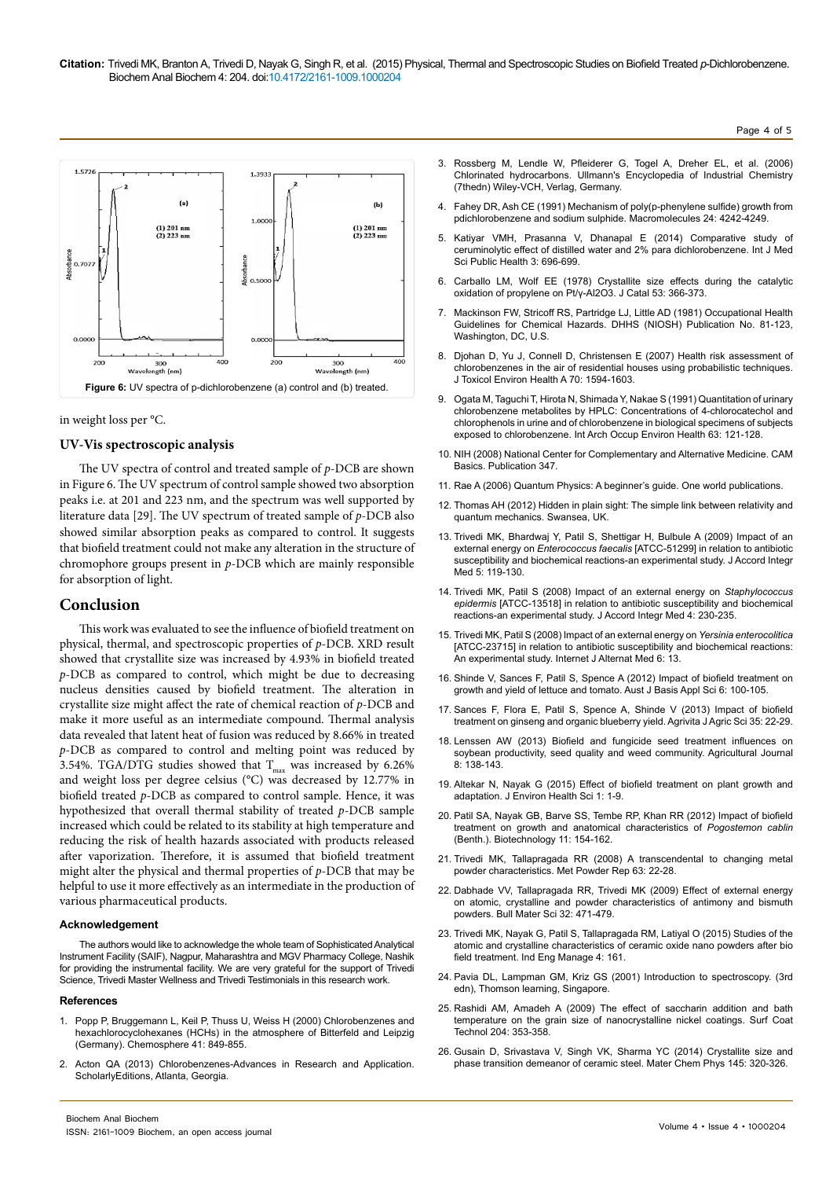Figure 6: UV spectra of p-dichlorobenzene (a) control and (b) treated.

in weight loss per °C.

### UV-Vis spectroscopic analysis

The UV spectra of control and treated sample of *p*-DCB are shown in Figure 6. The UV spectrum of control sample showed two absorption peaks i.e. at 201 and 223 nm, and the spectrum was well supported by literature data [29]. The UV spectrum of treated sample of *p*-DCB also showed similar absorption peaks as compared to control. It suggests that biofield treatment could not make any alteration in the structure of chromophore groups present in *p*-DCB which are mainly responsible for absorption of light.

## Conclusion

This work was evaluated to see the influence of biofield treatment on physical, thermal, and spectroscopic properties of *p*-DCB. XRD result showed that crystallite size was increased by 4.93% in biofield treated *p*-DCB as compared to control, which might be due to decreasing nucleus densities caused by biofield treatment. The alteration in crystallite size might affect the rate of chemical reaction of *p*-DCB and make it more useful as an intermediate compound. Thermal analysis data revealed that latent heat of fusion was reduced by 8.66% in treated *p*-DCB as compared to control and melting point was reduced by 3.54%. TGA/DTG studies showed that $T_{max}$ was increased by 6.26% and weight loss per degree celsius (°C) was decreased by 12.77% in biofield treated *p*-DCB as compared to control sample. Hence, it was hypothesized that overall thermal stability of treated *p*-DCB sample increased which could be related to its stability at high temperature and reducing the risk of health hazards associated with products released after vaporization. Therefore, it is assumed that biofield treatment might alter the physical and thermal properties of *p*-DCB that may be helpful to use it more effectively as an intermediate in the production of various pharmaceutical products.

#### Acknowledgement

The authors would like to acknowledge the whole team of Sophisticated Analytical Instrument Facility (SAIF), Nagpur, Maharashtra and MGV Pharmacy College, Nashik for providing the instrumental facility. We are very grateful for the support of Trivedi Science, Trivedi Master Wellness and Trivedi Testimonials in this research work.

#### References

1. Popp P, Bruggemann L, Keil P, Thuss U, Weiss H (2000) Chlorobenzenes and hexachlorocyclohexanes (HCHs) in the atmosphere of Bitterfeld and Leipzig (Germany). Chemosphere 41: 849-855.
2. Acton QA (2013) Chlorobenzenes-Advances in Research and Application. ScholarlyEditions, Atlanta, Georgia.
3. Rossberg M, Lendle W, Pfleiderer G, Togel A, Dreher EL, et al. (2006) Chlorinated hydrocarbons. Ullmann's Encyclopedia of Industrial Chemistry (7thedn) Wiley-VCH, Verlag, Germany.
4. Fahey DR, Ash CE (1991) Mechanism of poly(p-phenylene sulfide) growth from pdichlorobenzene and sodium sulphide. Macromolecules 24: 4242-4249.
5. Katiyar VMH, Prasanna V, Dhanapal E (2014) Comparative study of ceruminolytic effect of distilled water and 2% para dichlorobenzene. Int J Med Sci Public Health 3: 696-699.
6. Carballo LM, Wolf EE (1978) Crystallite size effects during the catalytic oxidation of propylene on Pt/γ-Al2O3. J Catal 53: 366-373.
7. Mackinson FW, Stricoff RS, Partridge LJ, Little AD (1981) Occupational Health Guidelines for Chemical Hazards. DHHS (NIOSH) Publication No. 81-123, Washington, DC, U.S.
8. Djohan D, Yu J, Connell D, Christensen E (2007) Health risk assessment of chlorobenzenes in the air of residential houses using probabilistic techniques. J Toxicol Environ Health A 70: 1594-1603.
9. Ogata M, Taguchi T, Hirota N, Shimada Y, Nakae S (1991) Quantitation of urinary chlorobenzene metabolites by HPLC: Concentrations of 4-chlorocatechol and chlorophenols in urine and of chlorobenzene in biological specimens of subjects exposed to chlorobenzene. Int Arch Occup Environ Health 63: 121-128.
10. NIH (2008) National Center for Complementary and Alternative Medicine. CAM Basics. Publication 347.
11. Rae A (2006) Quantum Physics: A beginner's guide. One world publications.
12. Thomas AH (2012) Hidden in plain sight: The simple link between relativity and quantum mechanics. Swansea, UK.
13. Trivedi MK, Bhardwaj Y, Patil S, Shettigar H, Bulbule A (2009) Impact of an external energy on *Enterococcus faecalis* [ATCC-51299] in relation to antibiotic susceptibility and biochemical reactions-an experimental study. J Accord Integr Med 5: 119-130.
14. Trivedi MK, Patil S (2008) Impact of an external energy on *Staphylococcus epidermis* [ATCC-13518] in relation to antibiotic susceptibility and biochemical reactions-an experimental study. J Accord Integr Med 4: 230-235.
15. Trivedi MK, Patil S (2008) Impact of an external energy on *Yersinia enterocolitica* [ATCC-23715] in relation to antibiotic susceptibility and biochemical reactions: An experimental study. Internet J Alternat Med 6: 13.
16. Shinde V, Sances F, Patil S, Spence A (2012) Impact of biofield treatment on growth and yield of lettuce and tomato. Aust J Basis Appl Sci 6: 100-105.
17. Sances F, Flora E, Patil S, Spence A, Shinde V (2013) Impact of biofield treatment on ginseng and organic blueberry yield. Agrivita J Agric Sci 35: 22-29.
18. Lenssen AW (2013) Biofield and fungicide seed treatment influences on soybean productivity, seed quality and weed community. Agricultural Journal 8: 138-143.
19. Altekar N, Nayak G (2015) Effect of biofield treatment on plant growth and adaptation. J Environ Health Sci 1: 1-9.
20. Patil SA, Nayak GB, Barve SS, Tembe RP, Khan RR (2012) Impact of biofield treatment on growth and anatomical characteristics of *Pogostemon cablin* (Benth.). Biotechnology 11: 154-162.
21. Trivedi MK, Tallapragada RR (2008) A transcendental to changing metal powder characteristics. Met Powder Rep 63: 22-28.
22. Dabhade VV, Tallapragada RR, Trivedi MK (2009) Effect of external energy on atomic, crystalline and powder characteristics of antimony and bismuth powders. Bull Mater Sci 32: 471-479.
23. Trivedi MK, Nayak G, Patil S, Tallapragada RM, Latiyal O (2015) Studies of the atomic and crystalline characteristics of ceramic oxide nano powders after bio field treatment. Ind Eng Manage 4: 161.
24. Pavia DL, Lampman GM, Kriz GS (2001) Introduction to spectroscopy. (3rd edn), Thomson learning, Singapore.
25. Rashidi AM, Amadeh A (2009) The effect of saccharin addition and bath temperature on the grain size of nanocrystalline nickel coatings. Surf Coat Technol 204: 353-358.
26. Gusain D, Srivastava V, Singh VK, Sharma YC (2014) Crystallite size and phase transition demeanor of ceramic steel. Mater Chem Phys 145: 320-326.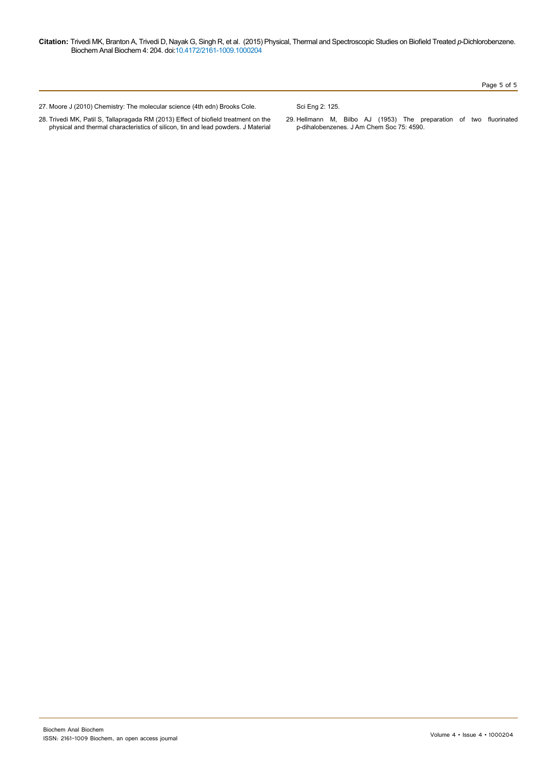27. Moore J (2010) Chemistry: The molecular science (4th edn) Brooks Cole.

28. Trivedi MK, Patil S, Tallapragada RM (2013) Effect of biofield treatment on the physical and thermal characteristics of silicon, tin and lead powders. J Material Sci Eng 2: 125.

29. Hellmann M, Bilbo AJ (1953) The preparation of two fluorinated p-dihalobenzenes. J Am Chem Soc 75: 4590.